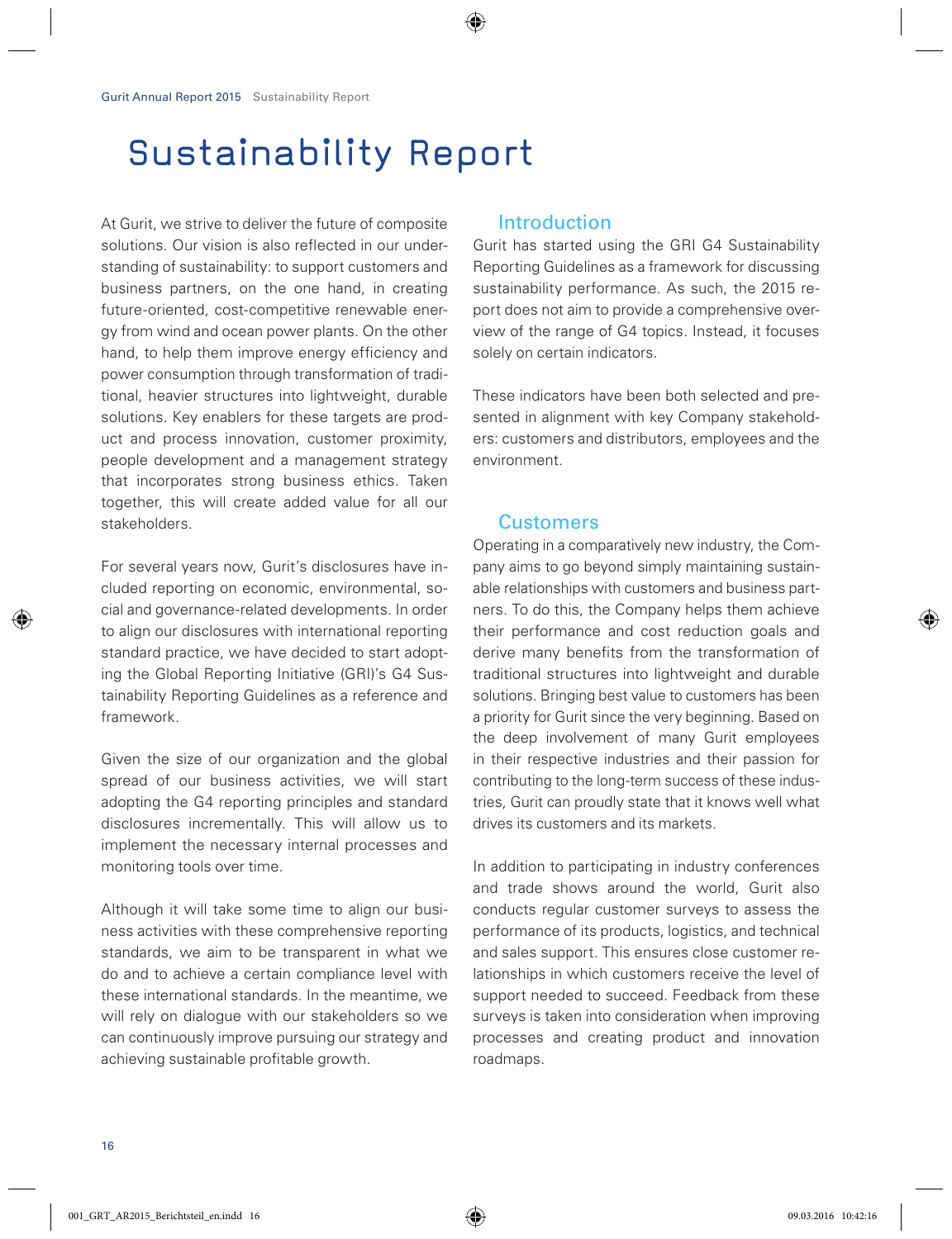// Sustainability Report

At Gurit, we strive to deliver the future of composite solutions. Our vision is also reflected in our understanding of sustainability: to support customers and business partners, on the one hand, in creating future-oriented, cost-competitive renewable energy from wind and ocean power plants. On the other hand, to help them improve energy efficiency and power consumption through transformation of traditional, heavier structures into lightweight, durable solutions. Key enablers for these targets are product and process innovation, customer proximity, people development and a management strategy that incorporates strong business ethics. Taken together, this will create added value for all our stakeholders.

For several years now, Gurit's disclosures have included reporting on economic, environmental, social and governance-related developments. In order to align our disclosures with international reporting standard practice, we have decided to start adopting the Global Reporting Initiative (GRI)'s G4 Sustainability Reporting Guidelines as a reference and framework.

Given the size of our organization and the global spread of our business activities, we will start adopting the G4 reporting principles and standard disclosures incrementally. This will allow us to implement the necessary internal processes and monitoring tools over time.

Although it will take some time to align our business activities with these comprehensive reporting standards, we aim to be transparent in what we do and to achieve a certain compliance level with these international standards. In the meantime, we will rely on dialogue with our stakeholders so we can continuously improve pursuing our strategy and achieving sustainable profitable growth.

## Introduction

Gurit has started using the GRI G4 Sustainability Reporting Guidelines as a framework for discussing sustainability performance. As such, the 2015 report does not aim to provide a comprehensive overview of the range of G4 topics. Instead, it focuses solely on certain indicators.

These indicators have been both selected and presented in alignment with key Company stakeholders: customers and distributors, employees and the environment.

## Customers

Operating in a comparatively new industry, the Company aims to go beyond simply maintaining sustainable relationships with customers and business partners. To do this, the Company helps them achieve their performance and cost reduction goals and derive many benefits from the transformation of traditional structures into lightweight and durable solutions. Bringing best value to customers has been a priority for Gurit since the very beginning. Based on the deep involvement of many Gurit employees in their respective industries and their passion for contributing to the long-term success of these industries, Gurit can proudly state that it knows well what drives its customers and its markets.

In addition to participating in industry conferences and trade shows around the world, Gurit also conducts regular customer surveys to assess the performance of its products, logistics, and technical and sales support. This ensures close customer relationships in which customers receive the level of support needed to succeed. Feedback from these surveys is taken into consideration when improving processes and creating product and innovation roadmaps.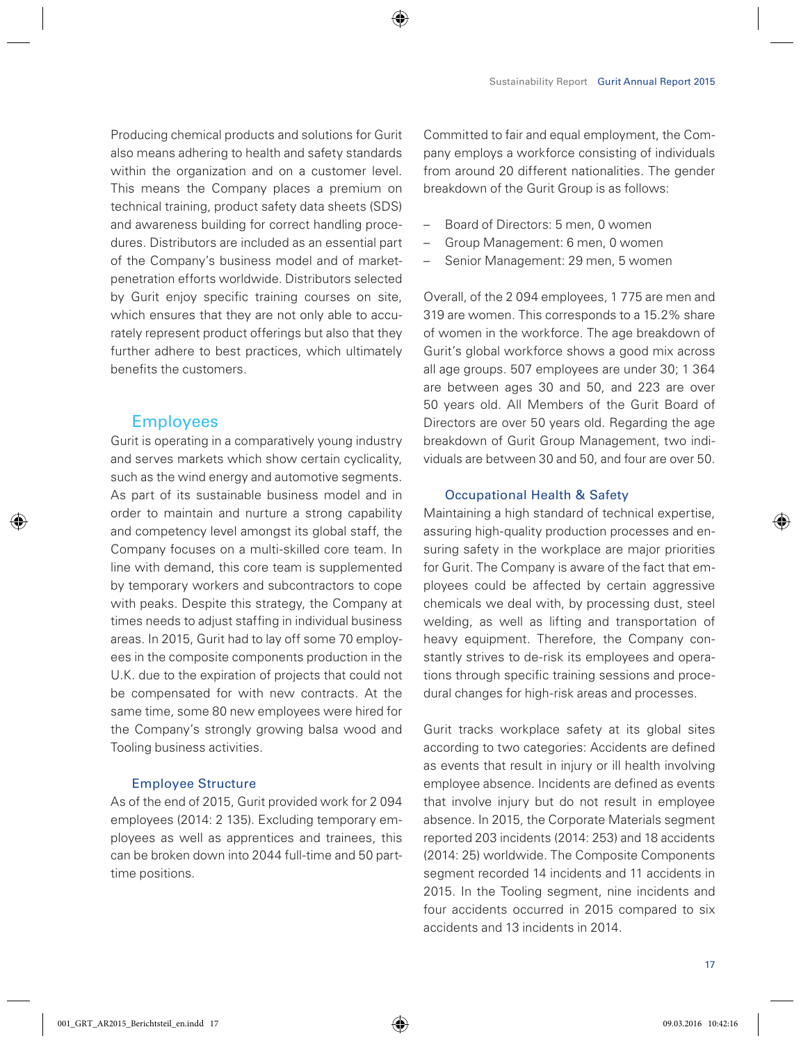Producing chemical products and solutions for Gurit also means adhering to health and safety standards within the organization and on a customer level. This means the Company places a premium on technical training, product safety data sheets (SDS) and awareness building for correct handling procedures. Distributors are included as an essential part of the Company's business model and of market-penetration efforts worldwide. Distributors selected by Gurit enjoy specific training courses on site, which ensures that they are not only able to accurately represent product offerings but also that they further adhere to best practices, which ultimately benefits the customers.

## Employees

Gurit is operating in a comparatively young industry and serves markets which show certain cyclicality, such as the wind energy and automotive segments. As part of its sustainable business model and in order to maintain and nurture a strong capability and competency level amongst its global staff, the Company focuses on a multi-skilled core team. In line with demand, this core team is supplemented by temporary workers and subcontractors to cope with peaks. Despite this strategy, the Company at times needs to adjust staffing in individual business areas. In 2015, Gurit had to lay off some 70 employees in the composite components production in the U.K. due to the expiration of projects that could not be compensated for with new contracts. At the same time, some 80 new employees were hired for the Company's strongly growing balsa wood and Tooling business activities.

### Employee Structure

As of the end of 2015, Gurit provided work for 2 094 employees (2014: 2 135). Excluding temporary employees as well as apprentices and trainees, this can be broken down into 2044 full-time and 50 part-time positions.

Committed to fair and equal employment, the Company employs a workforce consisting of individuals from around 20 different nationalities. The gender breakdown of the Gurit Group is as follows:

- Board of Directors: 5 men, 0 women
- Group Management: 6 men, 0 women
- Senior Management: 29 men, 5 women

Overall, of the 2 094 employees, 1 775 are men and 319 are women. This corresponds to a 15.2% share of women in the workforce. The age breakdown of Gurit's global workforce shows a good mix across all age groups. 507 employees are under 30; 1 364 are between ages 30 and 50, and 223 are over 50 years old. All Members of the Gurit Board of Directors are over 50 years old. Regarding the age breakdown of Gurit Group Management, two individuals are between 30 and 50, and four are over 50.

### Occupational Health & Safety

Maintaining a high standard of technical expertise, assuring high-quality production processes and ensuring safety in the workplace are major priorities for Gurit. The Company is aware of the fact that employees could be affected by certain aggressive chemicals we deal with, by processing dust, steel welding, as well as lifting and transportation of heavy equipment. Therefore, the Company constantly strives to de-risk its employees and operations through specific training sessions and procedural changes for high-risk areas and processes.

Gurit tracks workplace safety at its global sites according to two categories: Accidents are defined as events that result in injury or ill health involving employee absence. Incidents are defined as events that involve injury but do not result in employee absence. In 2015, the Corporate Materials segment reported 203 incidents (2014: 253) and 18 accidents (2014: 25) worldwide. The Composite Components segment recorded 14 incidents and 11 accidents in 2015. In the Tooling segment, nine incidents and four accidents occurred in 2015 compared to six accidents and 13 incidents in 2014.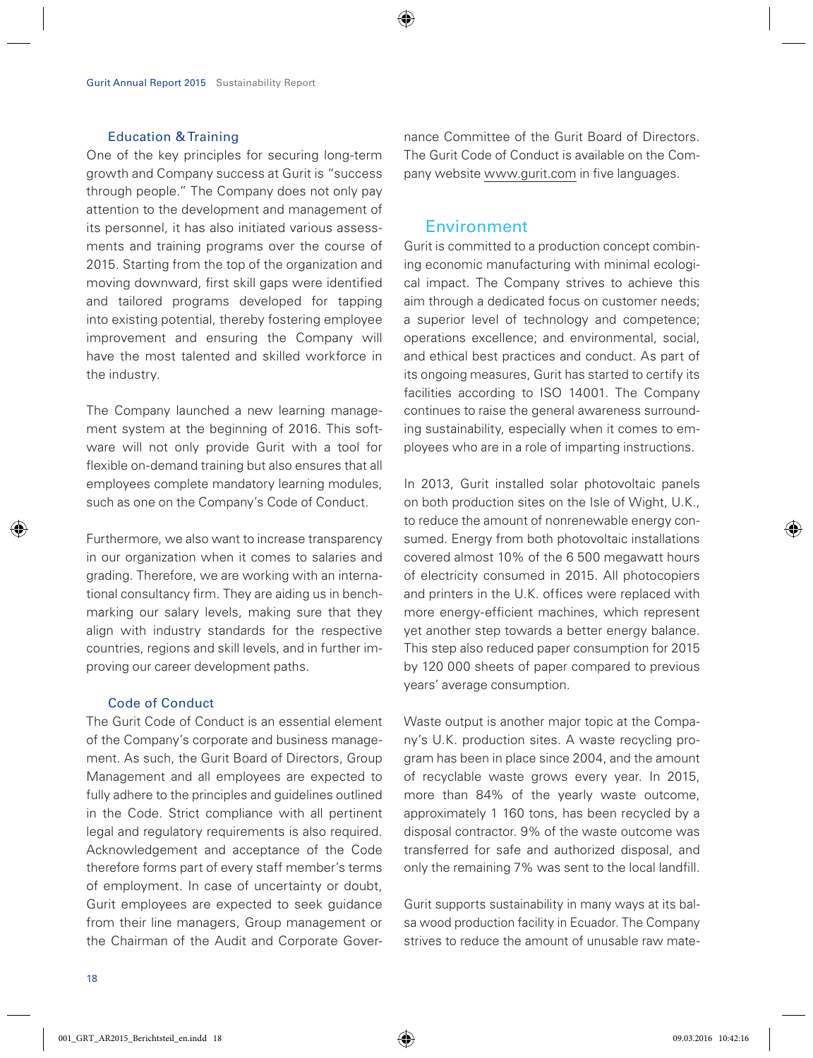### Education & Training

One of the key principles for securing long-term growth and Company success at Gurit is "success through people." The Company does not only pay attention to the development and management of its personnel, it has also initiated various assessments and training programs over the course of 2015. Starting from the top of the organization and moving downward, first skill gaps were identified and tailored programs developed for tapping into existing potential, thereby fostering employee improvement and ensuring the Company will have the most talented and skilled workforce in the industry.

The Company launched a new learning management system at the beginning of 2016. This software will not only provide Gurit with a tool for flexible on-demand training but also ensures that all employees complete mandatory learning modules, such as one on the Company's Code of Conduct.

Furthermore, we also want to increase transparency in our organization when it comes to salaries and grading. Therefore, we are working with an international consultancy firm. They are aiding us in benchmarking our salary levels, making sure that they align with industry standards for the respective countries, regions and skill levels, and in further improving our career development paths.

### Code of Conduct

The Gurit Code of Conduct is an essential element of the Company's corporate and business management. As such, the Gurit Board of Directors, Group Management and all employees are expected to fully adhere to the principles and guidelines outlined in the Code. Strict compliance with all pertinent legal and regulatory requirements is also required. Acknowledgement and acceptance of the Code therefore forms part of every staff member's terms of employment. In case of uncertainty or doubt, Gurit employees are expected to seek guidance from their line managers, Group management or the Chairman of the Audit and Corporate Governance Committee of the Gurit Board of Directors. The Gurit Code of Conduct is available on the Company website www.gurit.com in five languages.

## Environment

Gurit is committed to a production concept combining economic manufacturing with minimal ecological impact. The Company strives to achieve this aim through a dedicated focus on customer needs; a superior level of technology and competence; operations excellence; and environmental, social, and ethical best practices and conduct. As part of its ongoing measures, Gurit has started to certify its facilities according to ISO 14001. The Company continues to raise the general awareness surrounding sustainability, especially when it comes to employees who are in a role of imparting instructions.

In 2013, Gurit installed solar photovoltaic panels on both production sites on the Isle of Wight, U.K., to reduce the amount of nonrenewable energy consumed. Energy from both photovoltaic installations covered almost 10% of the 6 500 megawatt hours of electricity consumed in 2015. All photocopiers and printers in the U.K. offices were replaced with more energy-efficient machines, which represent yet another step towards a better energy balance. This step also reduced paper consumption for 2015 by 120 000 sheets of paper compared to previous years' average consumption.

Waste output is another major topic at the Company's U.K. production sites. A waste recycling program has been in place since 2004, and the amount of recyclable waste grows every year. In 2015, more than 84% of the yearly waste outcome, approximately 1 160 tons, has been recycled by a disposal contractor. 9% of the waste outcome was transferred for safe and authorized disposal, and only the remaining 7% was sent to the local landfill.

Gurit supports sustainability in many ways at its balsa wood production facility in Ecuador. The Company strives to reduce the amount of unusable raw mate-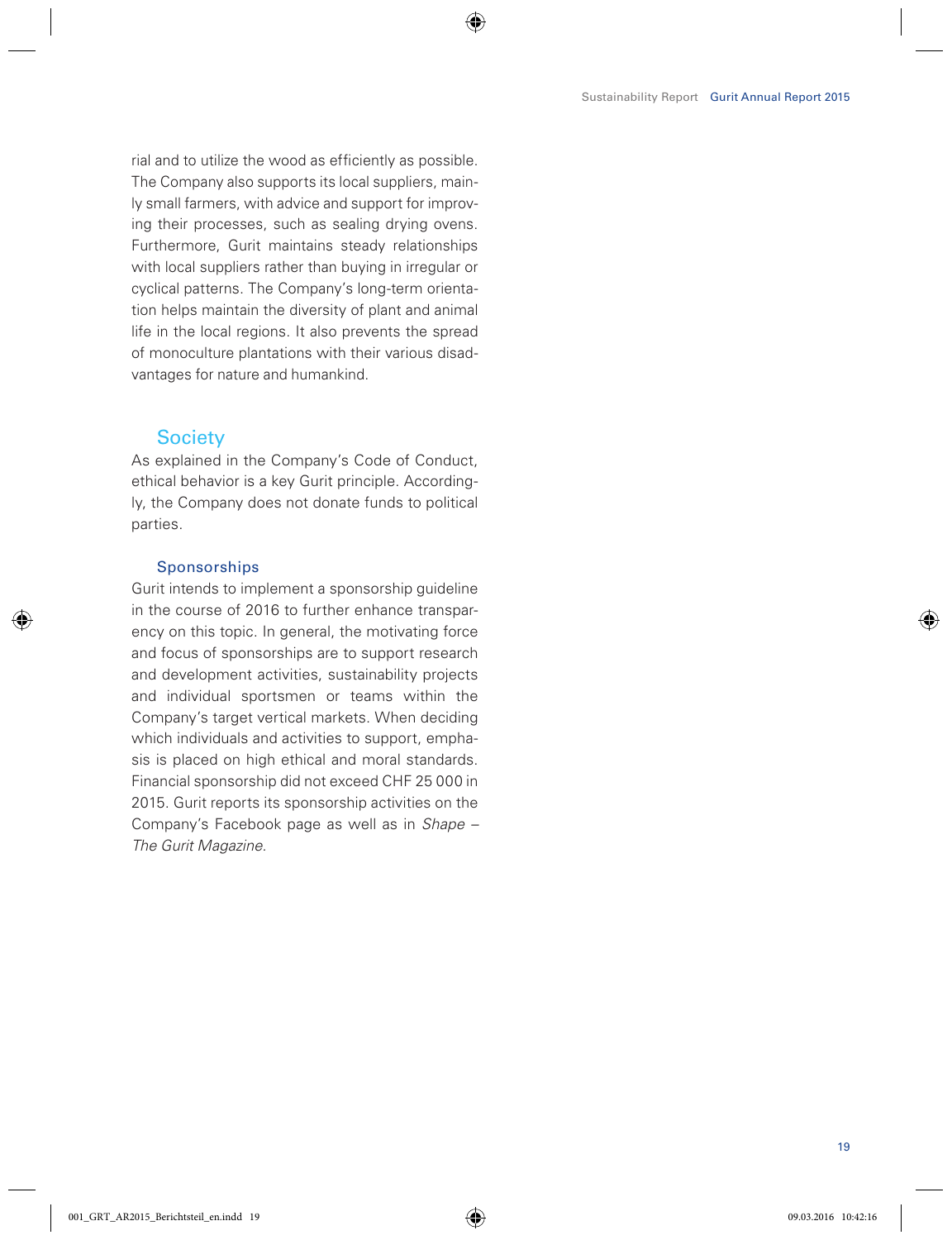rial and to utilize the wood as efficiently as possible. The Company also supports its local suppliers, mainly small farmers, with advice and support for improving their processes, such as sealing drying ovens. Furthermore, Gurit maintains steady relationships with local suppliers rather than buying in irregular or cyclical patterns. The Company's long-term orientation helps maintain the diversity of plant and animal life in the local regions. It also prevents the spread of monoculture plantations with their various disadvantages for nature and humankind.

## Society

As explained in the Company's Code of Conduct, ethical behavior is a key Gurit principle. Accordingly, the Company does not donate funds to political parties.

### Sponsorships

Gurit intends to implement a sponsorship guideline in the course of 2016 to further enhance transparency on this topic. In general, the motivating force and focus of sponsorships are to support research and development activities, sustainability projects and individual sportsmen or teams within the Company's target vertical markets. When deciding which individuals and activities to support, emphasis is placed on high ethical and moral standards. Financial sponsorship did not exceed CHF 25 000 in 2015. Gurit reports its sponsorship activities on the Company's Facebook page as well as in *Shape – The Gurit Magazine*.